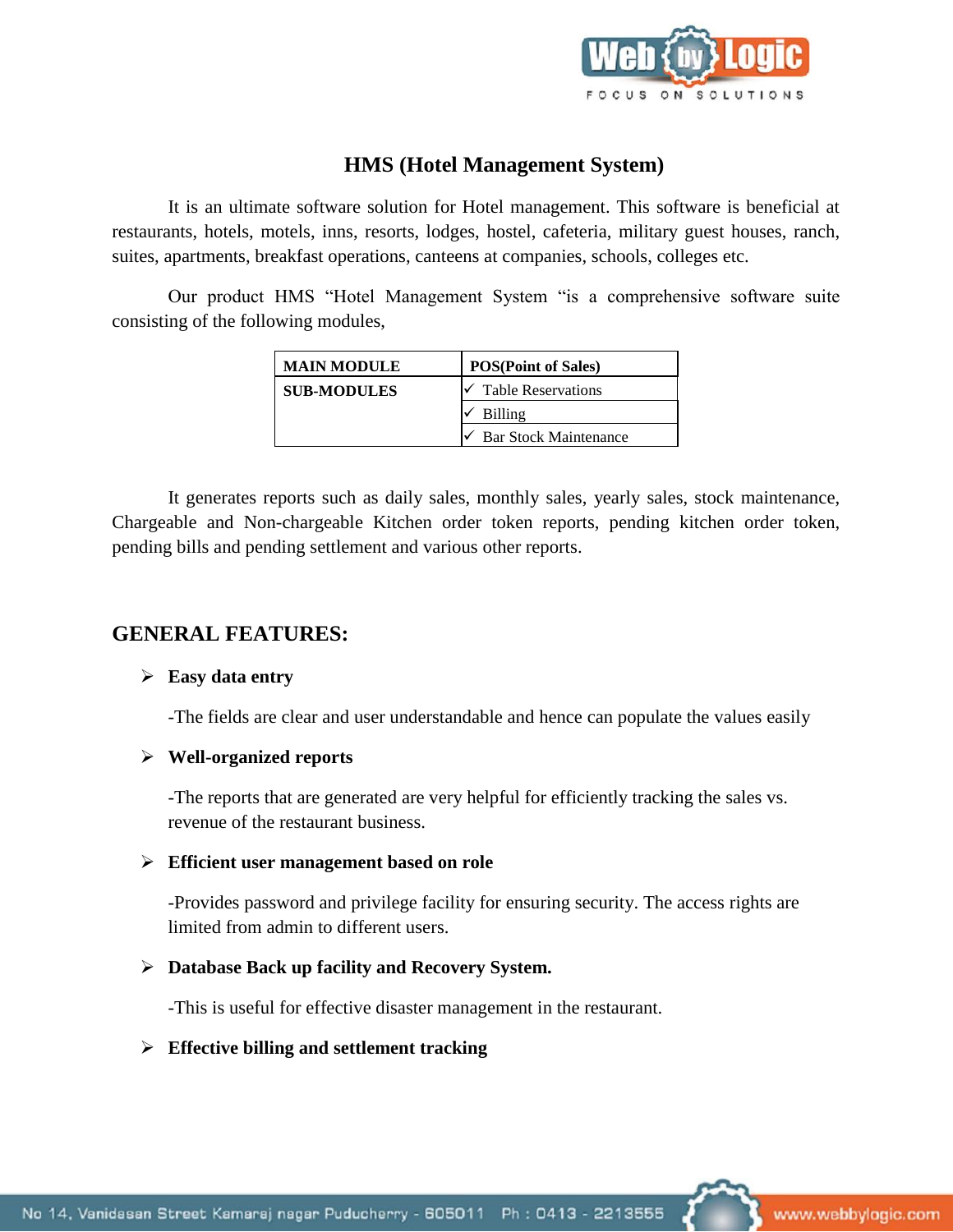# HMS (Hotel Management System)

It is an ultimate software solution for Hotel management. This software is beneficial at restaurants, hotels, motels, inns, resorts, lodges, hostel, cafeteria, military guest houses, ranch, suites, apartments, breakfast operations, canteens at companies, schools, colleges etc.

Our product HMS "Hotel Management System "is a comprehensive software suite consisting of the following modules,

| MAIN MODULE | POS(Point of Sales) |
|---|---|
| SUB-MODULES | ✓ Table Reservations |
| | ✓ Billing |
| | ✓ Bar Stock Maintenance |

It generates reports such as daily sales, monthly sales, yearly sales, stock maintenance, Chargeable and Non-chargeable Kitchen order token reports, pending kitchen order token, pending bills and pending settlement and various other reports.

## GENERAL FEATURES:

- **Easy data entry**

  -The fields are clear and user understandable and hence can populate the values easily

- **Well-organized reports**

  -The reports that are generated are very helpful for efficiently tracking the sales vs. revenue of the restaurant business.

- **Efficient user management based on role**

  -Provides password and privilege facility for ensuring security. The access rights are limited from admin to different users.

- **Database Back up facility and Recovery System.**

  -This is useful for effective disaster management in the restaurant.

- **Effective billing and settlement tracking**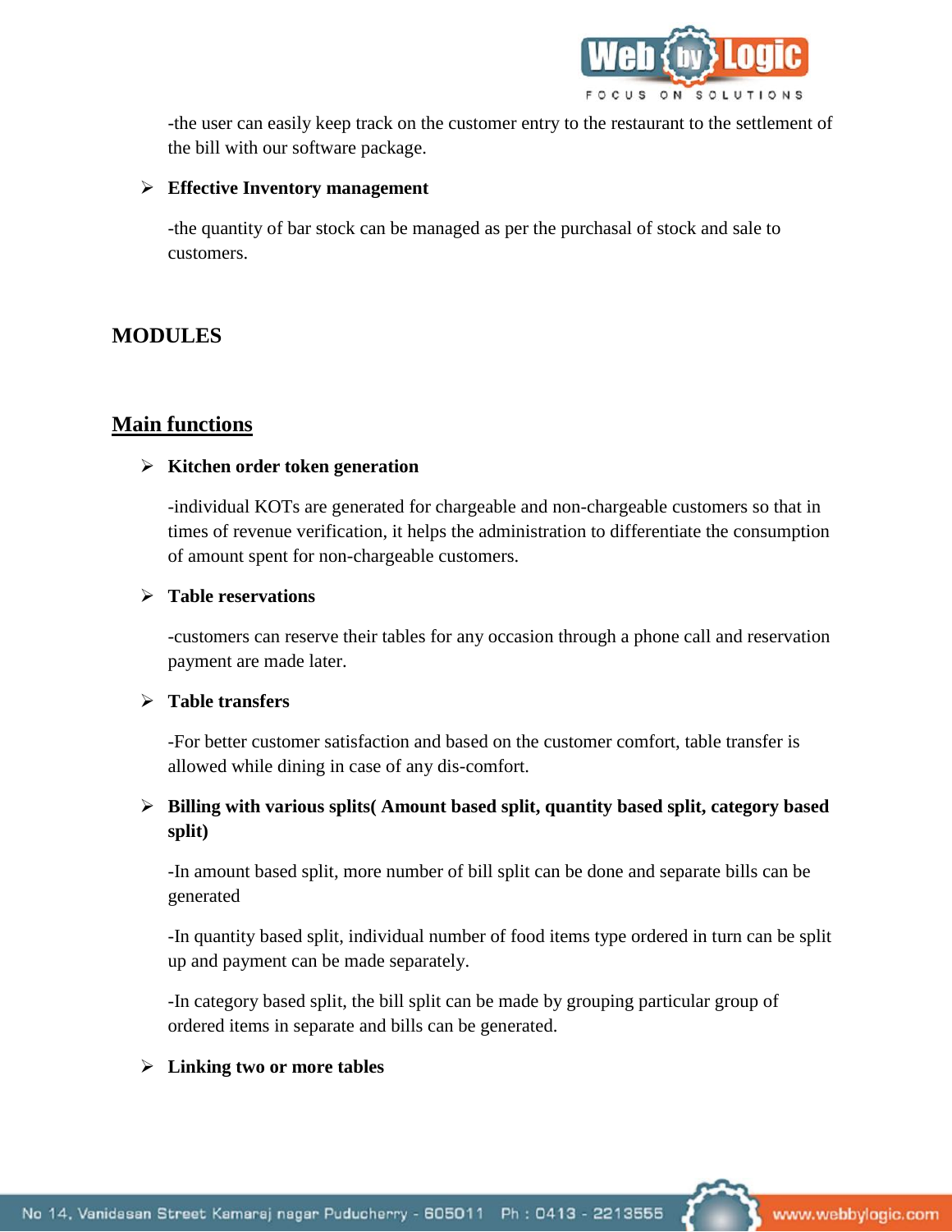-the user can easily keep track on the customer entry to the restaurant to the settlement of the bill with our software package.

- **Effective Inventory management**

  -the quantity of bar stock can be managed as per the purchasal of stock and sale to customers.

## MODULES

## Main functions

- **Kitchen order token generation**

  -individual KOTs are generated for chargeable and non-chargeable customers so that in times of revenue verification, it helps the administration to differentiate the consumption of amount spent for non-chargeable customers.

- **Table reservations**

  -customers can reserve their tables for any occasion through a phone call and reservation payment are made later.

- **Table transfers**

  -For better customer satisfaction and based on the customer comfort, table transfer is allowed while dining in case of any dis-comfort.

- **Billing with various splits( Amount based split, quantity based split, category based split)**

  -In amount based split, more number of bill split can be done and separate bills can be generated

  -In quantity based split, individual number of food items type ordered in turn can be split up and payment can be made separately.

  -In category based split, the bill split can be made by grouping particular group of ordered items in separate and bills can be generated.

- **Linking two or more tables**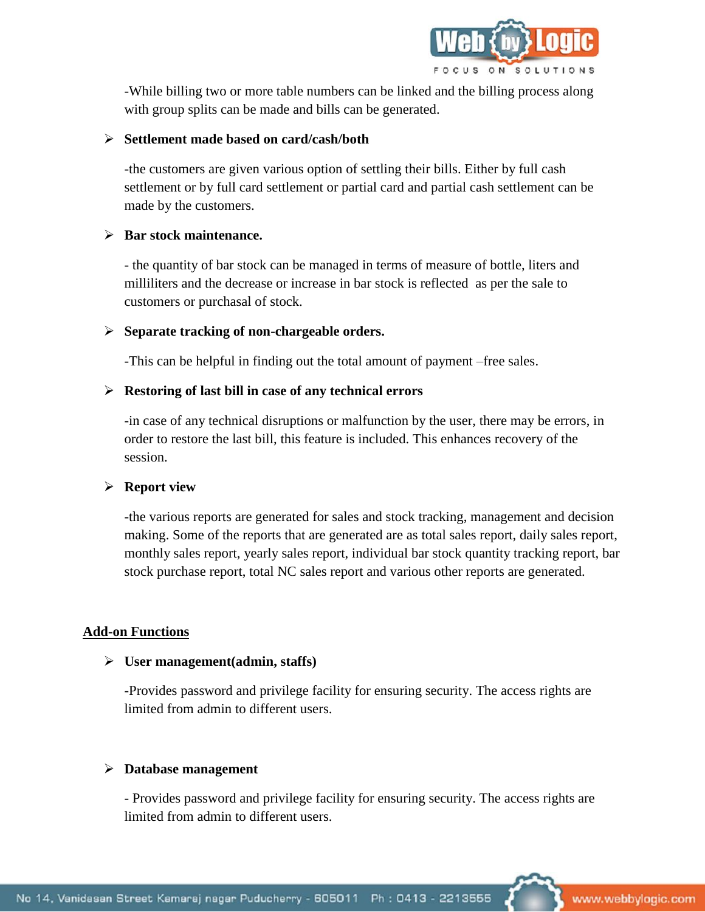-While billing two or more table numbers can be linked and the billing process along with group splits can be made and bills can be generated.

- **Settlement made based on card/cash/both**

  -the customers are given various option of settling their bills. Either by full cash settlement or by full card settlement or partial card and partial cash settlement can be made by the customers.

- **Bar stock maintenance.**

  - the quantity of bar stock can be managed in terms of measure of bottle, liters and milliliters and the decrease or increase in bar stock is reflected as per the sale to customers or purchasal of stock.

- **Separate tracking of non-chargeable orders.**

  -This can be helpful in finding out the total amount of payment –free sales.

- **Restoring of last bill in case of any technical errors**

  -in case of any technical disruptions or malfunction by the user, there may be errors, in order to restore the last bill, this feature is included. This enhances recovery of the session.

- **Report view**

  -the various reports are generated for sales and stock tracking, management and decision making. Some of the reports that are generated are as total sales report, daily sales report, monthly sales report, yearly sales report, individual bar stock quantity tracking report, bar stock purchase report, total NC sales report and various other reports are generated.

## Add-on Functions

- **User management(admin, staffs)**

  -Provides password and privilege facility for ensuring security. The access rights are limited from admin to different users.

- **Database management**

  - Provides password and privilege facility for ensuring security. The access rights are limited from admin to different users.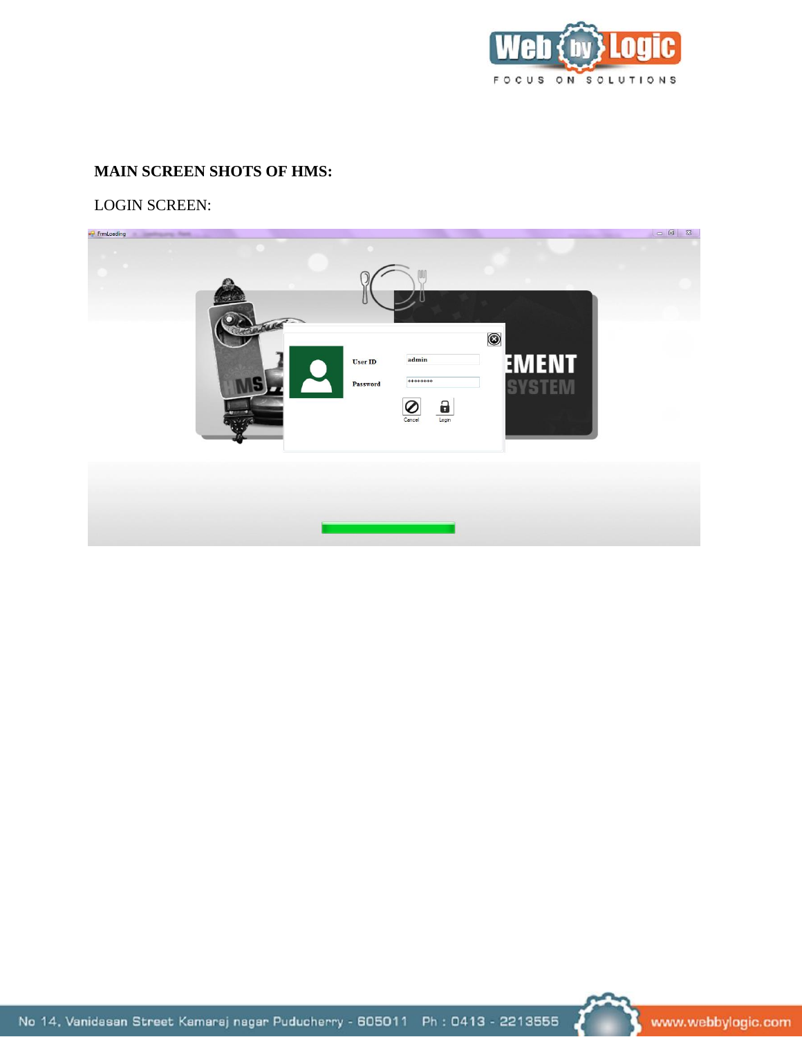**MAIN SCREEN SHOTS OF HMS:**

LOGIN SCREEN: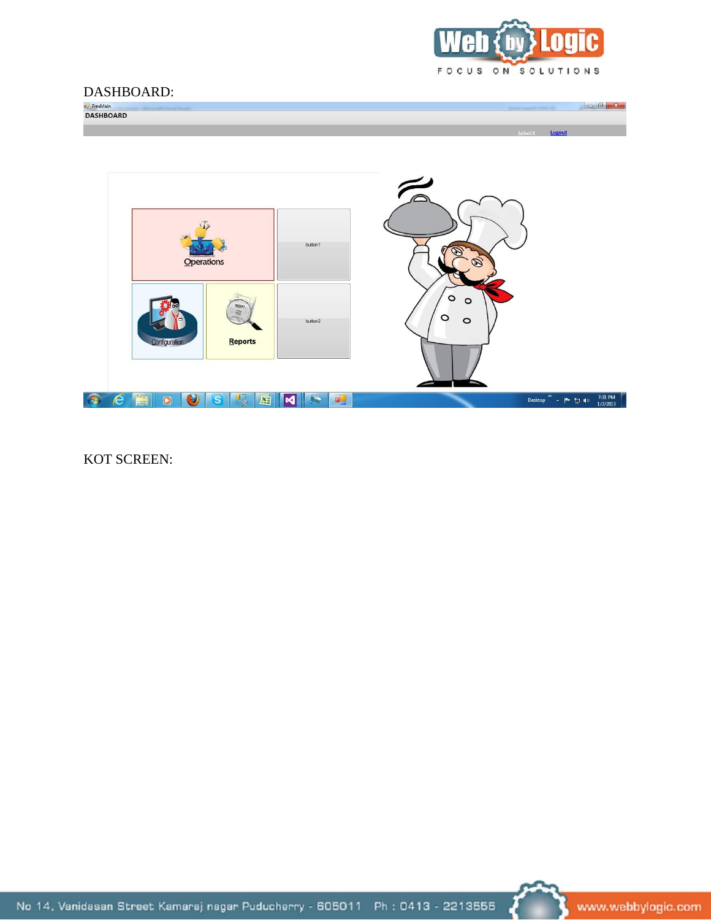DASHBOARD:

KOT SCREEN: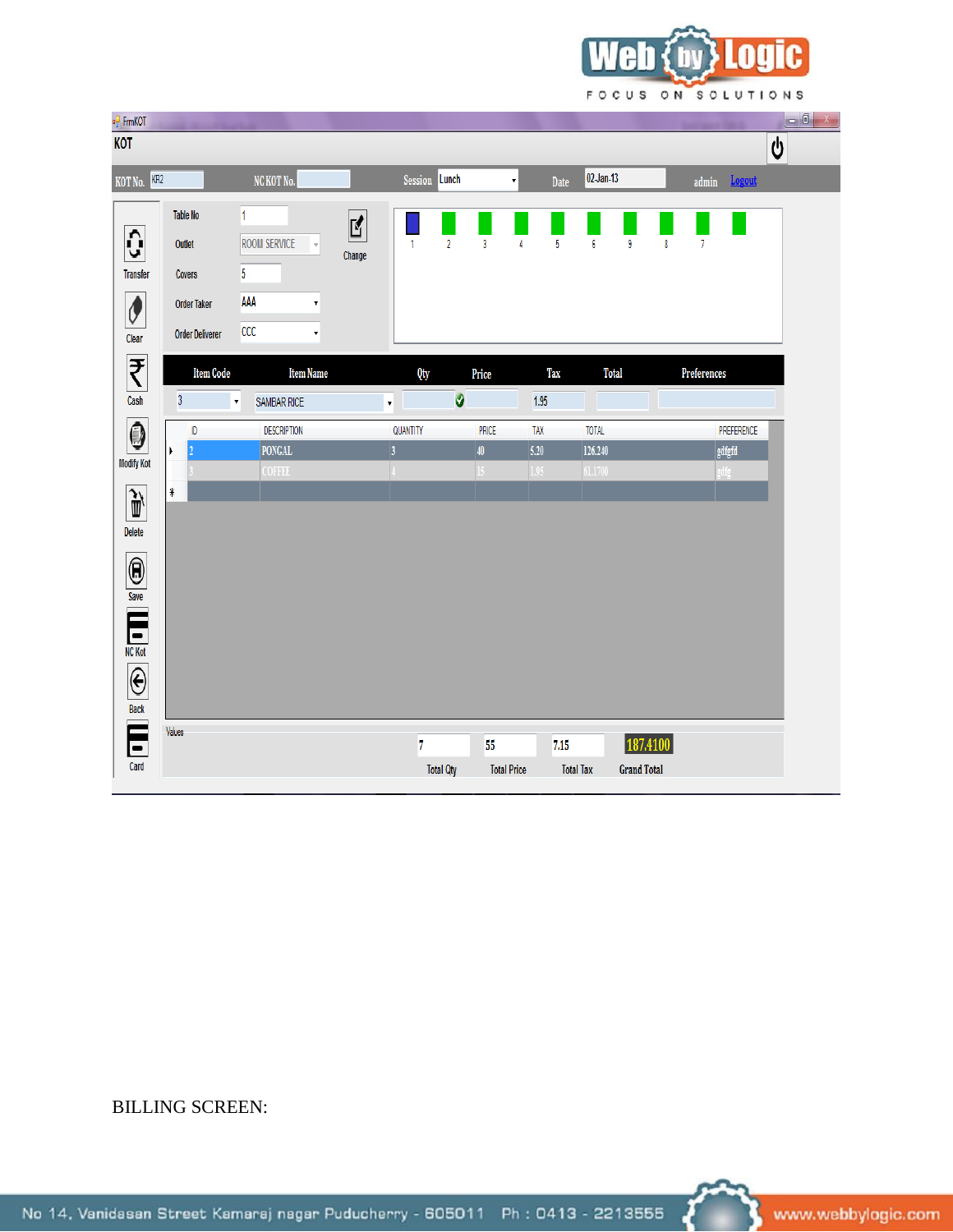FrmKOT

KOT

KOT No. KR2 NC KOT No. Session Lunch Date 02-Jan-13 admin Logout

Table No 1

Outlet ROOM SERVICE

Covers 5

Order Taker AAA

Order Deliverer CCC

Change

1 2 3 4 5 6 9 8 7

Transfer

Clear

Cash

Modify Kot

Delete

Save

NC Kot

Back

Card

| Item Code | Item Name | Qty | Price | Tax | Total | Preferences |
|---|---|---|---|---|---|---|
| 3 | SAMBAR RICE | | | 1.95 | | |

| ID | DESCRIPTION | QUANTITY | PRICE | TAX | TOTAL | PREFERENCE |
|---|---|---|---|---|---|---|
| 2 | PONGAL | 3 | 40 | 5.20 | 126.240 | gdfgfd |
| 3 | COFFEE | 4 | 15 | 1.95 | 61.1700 | gdfg |

Values

| Total Qty | Total Price | Total Tax | Grand Total |
|---|---|---|---|
| 7 | 55 | 7.15 | 187.4100 |

BILLING SCREEN: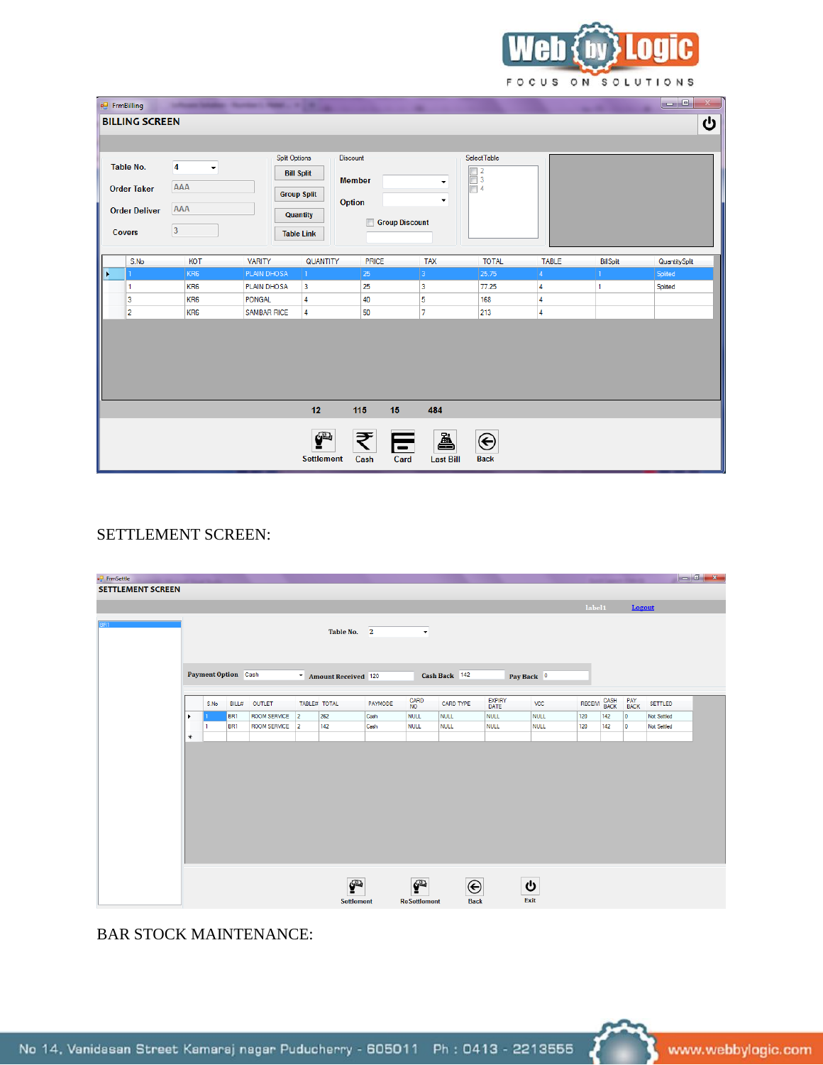BILLING SCREEN

Table No. 4
Order Taker AAA
Order Deliver AAA
Covers 3

Split Options: Bill Split, Group Split, Quantity, Table Link

Discount: Member, Option, Group Discount

Select Table: 2, 3, 4

| S.No | KOT | VARITY | QUANTITY | PRICE | TAX | TOTAL | TABLE | BilSplit | QuantitySplit |
|---|---|---|---|---|---|---|---|---|---|
| 1 | KR6 | PLAIN DHOSA | 1 | 25 | 3 | 25.75 | 4 | 1 | Splited |
| 1 | KR6 | PLAIN DHOSA | 3 | 25 | 3 | 77.25 | 4 | 1 | Splited |
| 3 | KR6 | PONGAL | 4 | 40 | 5 | 168 | 4 | | |
| 2 | KR6 | SAMBAR RICE | 4 | 50 | 7 | 213 | 4 | | |

12 115 15 484

Settlement | Cash | Card | Last Bill | Back

SETTLEMENT SCREEN:

SETTLEMENT SCREEN

label1 Logout

BR1

Table No. 2

Payment Option: Cash | Amount Received: 120 | Cash Back: 142 | Pay Back: 0

| S.No | BILL# | OUTLET | TABLE# | TOTAL | PAYMODE | CARD NO | CARD TYPE | EXPIRY DATE | VCC | RECEIV | CASH BACK | PAY BACK | SETTLED |
|---|---|---|---|---|---|---|---|---|---|---|---|---|---|
| 1 | BR1 | ROOM SERVICE | 2 | 262 | Cash | NULL | NULL | NULL | NULL | 120 | 142 | 0 | Not Settled |
| 1 | BR1 | ROOM SERVICE | 2 | 142 | Cash | NULL | NULL | NULL | NULL | 120 | 142 | 0 | Not Settled |

Settlement | ReSettlement | Back | Exit

BAR STOCK MAINTENANCE: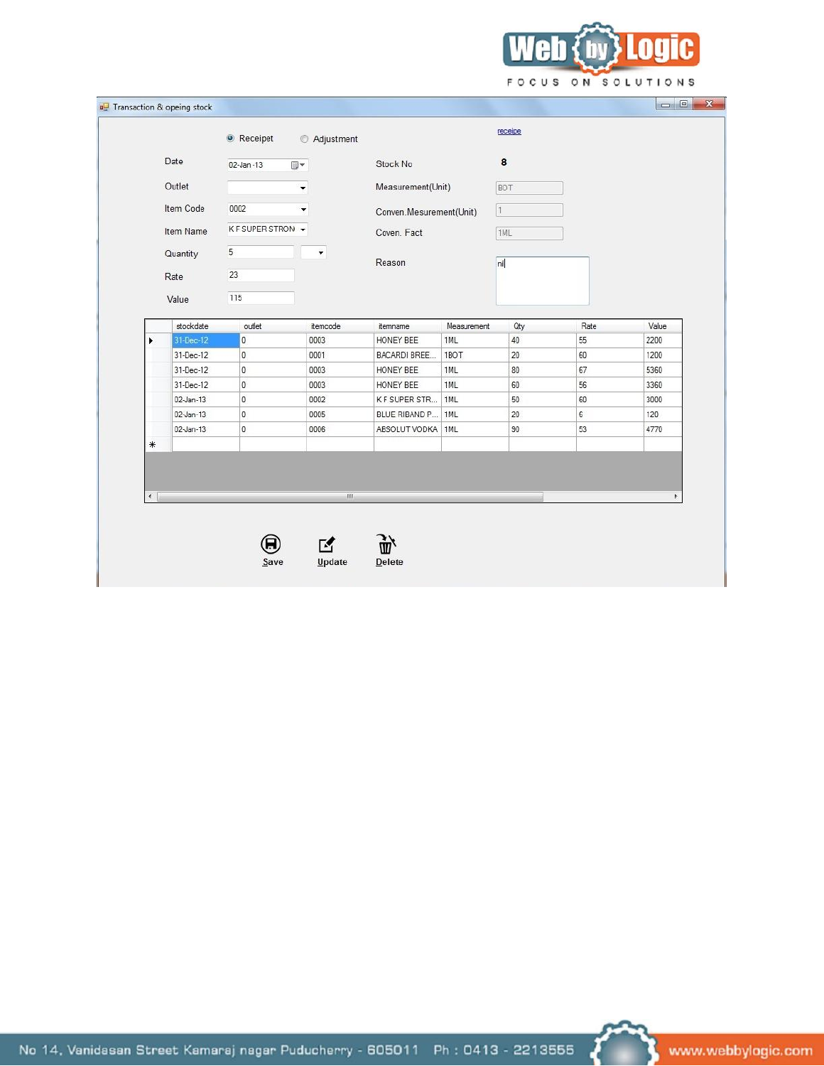Transaction & opeing stock

Receipet  Adjustment

receipe

Date 02-Jan-13

Outlet

Item Code 0002

Item Name K F SUPER STRON

Quantity 5

Rate 23

Value 115

Stock No 8

Measurement(Unit) BOT

Conven.Mesurement(Unit) 1

Coven. Fact 1ML

Reason nil

| stockdate | outlet | itemcode | itemname | Measurement | Qty | Rate | Value |
|---|---|---|---|---|---|---|---|
| 31-Dec-12 | 0 | 0003 | HONEY BEE | 1ML | 40 | 55 | 2200 |
| 31-Dec-12 | 0 | 0001 | BACARDI BREE... | 1BOT | 20 | 60 | 1200 |
| 31-Dec-12 | 0 | 0003 | HONEY BEE | 1ML | 80 | 67 | 5360 |
| 31-Dec-12 | 0 | 0003 | HONEY BEE | 1ML | 60 | 56 | 3360 |
| 02-Jan-13 | 0 | 0002 | K F SUPER STR... | 1ML | 50 | 60 | 3000 |
| 02-Jan-13 | 0 | 0005 | BLUE RIBAND P... | 1ML | 20 | 6 | 120 |
| 02-Jan-13 | 0 | 0006 | ABSOLUT VODKA | 1ML | 90 | 53 | 4770 |

Save  Update  Delete